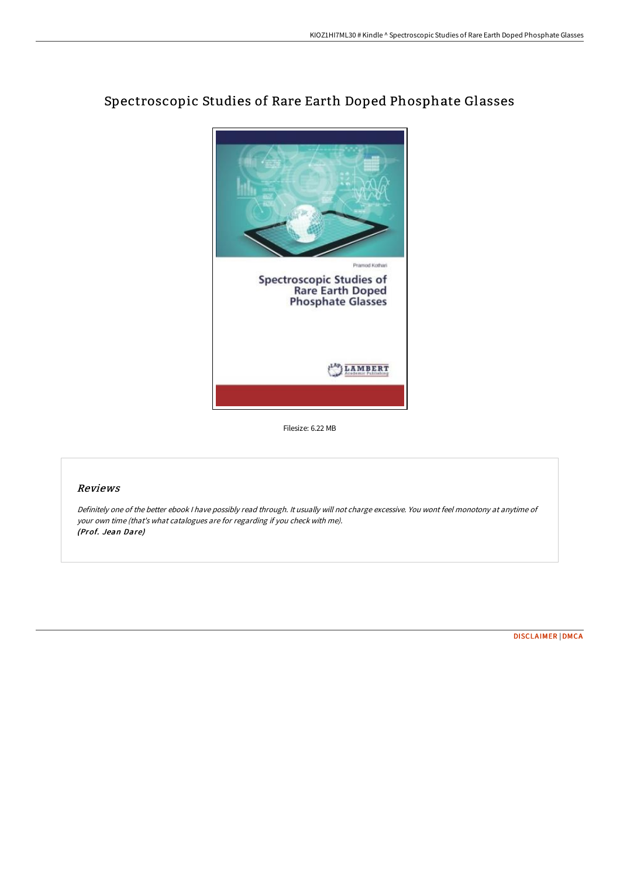# Spectroscopic Studies of Rare Earth Doped Phosphate Glasses

Filesize: 6.22 MB

## Reviews

*Definitely one of the better ebook I have possibly read through. It usually will not charge excessive. You wont feel monotony at anytime of your own time (that's what catalogues are for regarding if you check with me).*
***(Prof. Jean Dare)***

DISCLAIMER | DMCA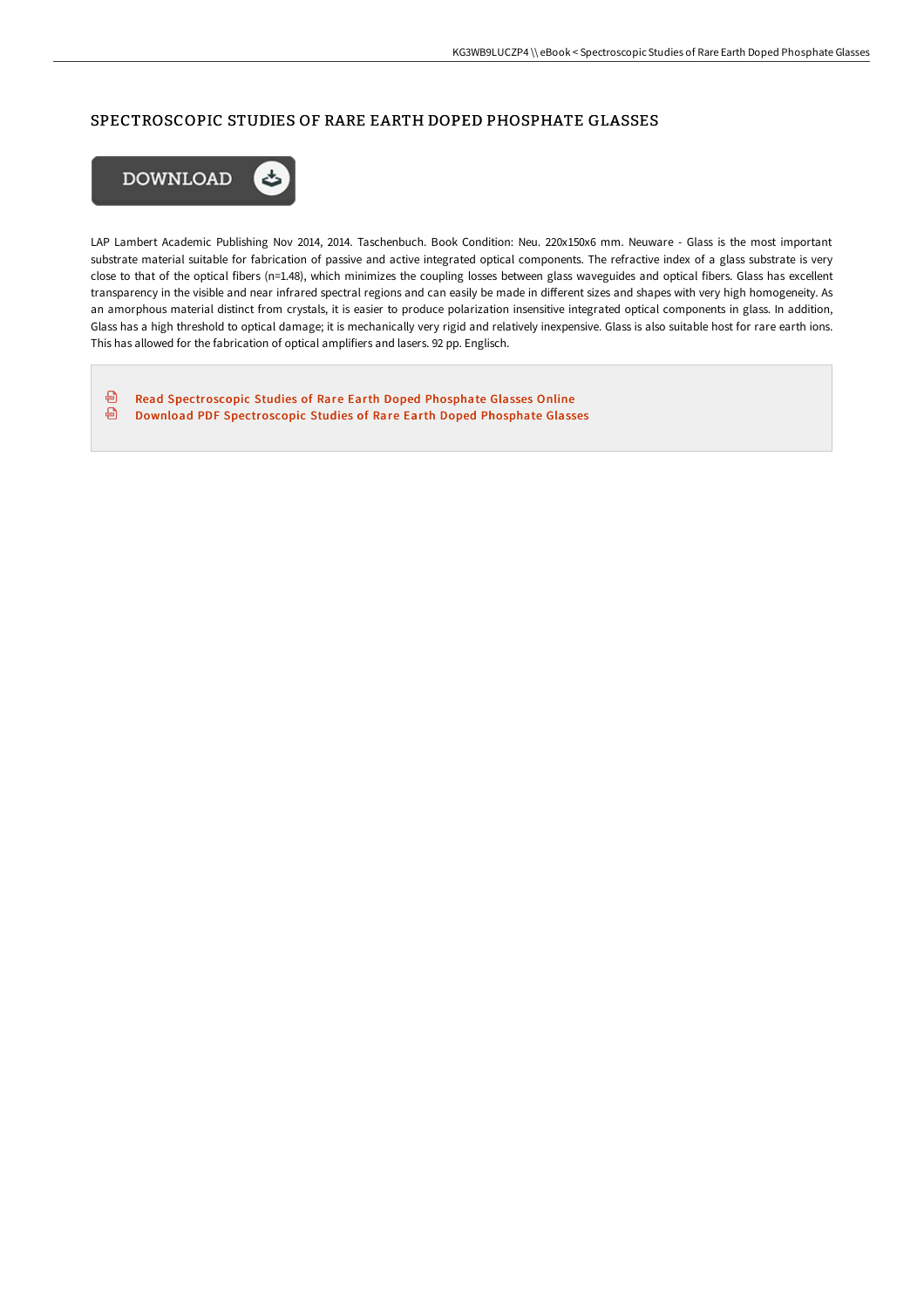# SPECTROSCOPIC STUDIES OF RARE EARTH DOPED PHOSPHATE GLASSES

DOWNLOAD

LAP Lambert Academic Publishing Nov 2014, 2014. Taschenbuch. Book Condition: Neu. 220x150x6 mm. Neuware - Glass is the most important substrate material suitable for fabrication of passive and active integrated optical components. The refractive index of a glass substrate is very close to that of the optical fibers (n=1.48), which minimizes the coupling losses between glass waveguides and optical fibers. Glass has excellent transparency in the visible and near infrared spectral regions and can easily be made in different sizes and shapes with very high homogeneity. As an amorphous material distinct from crystals, it is easier to produce polarization insensitive integrated optical components in glass. In addition, Glass has a high threshold to optical damage; it is mechanically very rigid and relatively inexpensive. Glass is also suitable host for rare earth ions. This has allowed for the fabrication of optical amplifiers and lasers. 92 pp. Englisch.

- Read Spectroscopic Studies of Rare Earth Doped Phosphate Glasses Online
- Download PDF Spectroscopic Studies of Rare Earth Doped Phosphate Glasses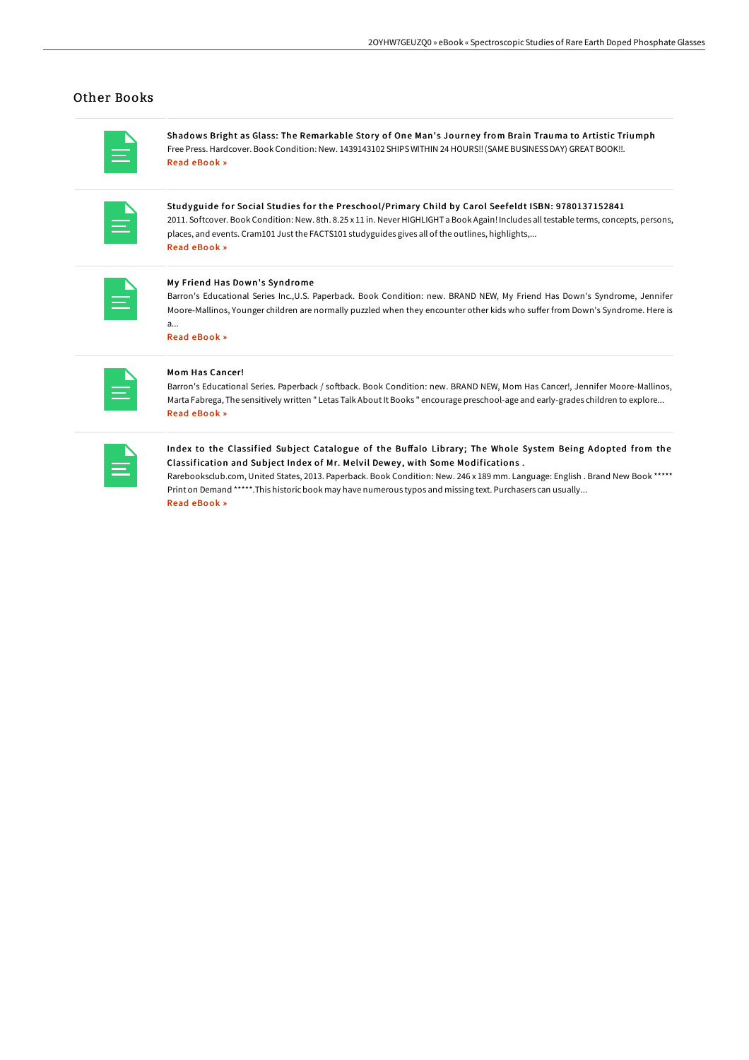## Other Books

**Shadows Bright as Glass: The Remarkable Story of One Man's Journey from Brain Trauma to Artistic Triumph**
Free Press. Hardcover. Book Condition: New. 1439143102 SHIPS WITHIN 24 HOURS!! (SAME BUSINESS DAY) GREAT BOOK!!.
Read eBook »

**Studyguide for Social Studies for the Preschool/Primary Child by Carol Seefeldt ISBN: 9780137152841**
2011. Softcover. Book Condition: New. 8th. 8.25 x 11 in. Never HIGHLIGHT a Book Again! Includes all testable terms, concepts, persons, places, and events. Cram101 Just the FACTS101 studyguides gives all of the outlines, highlights,...
Read eBook »

**My Friend Has Down's Syndrome**
Barron's Educational Series Inc.,U.S. Paperback. Book Condition: new. BRAND NEW, My Friend Has Down's Syndrome, Jennifer Moore-Mallinos, Younger children are normally puzzled when they encounter other kids who suffer from Down's Syndrome. Here is a...
Read eBook »

**Mom Has Cancer!**
Barron's Educational Series. Paperback / softback. Book Condition: new. BRAND NEW, Mom Has Cancer!, Jennifer Moore-Mallinos, Marta Fabrega, The sensitively written " Letas Talk About It Books " encourage preschool-age and early-grades children to explore...
Read eBook »

**Index to the Classified Subject Catalogue of the Buffalo Library; The Whole System Being Adopted from the Classification and Subject Index of Mr. Melvil Dewey, with Some Modifications .**
Rarebooksclub.com, United States, 2013. Paperback. Book Condition: New. 246 x 189 mm. Language: English . Brand New Book ***** Print on Demand *****.This historic book may have numerous typos and missing text. Purchasers can usually...
Read eBook »